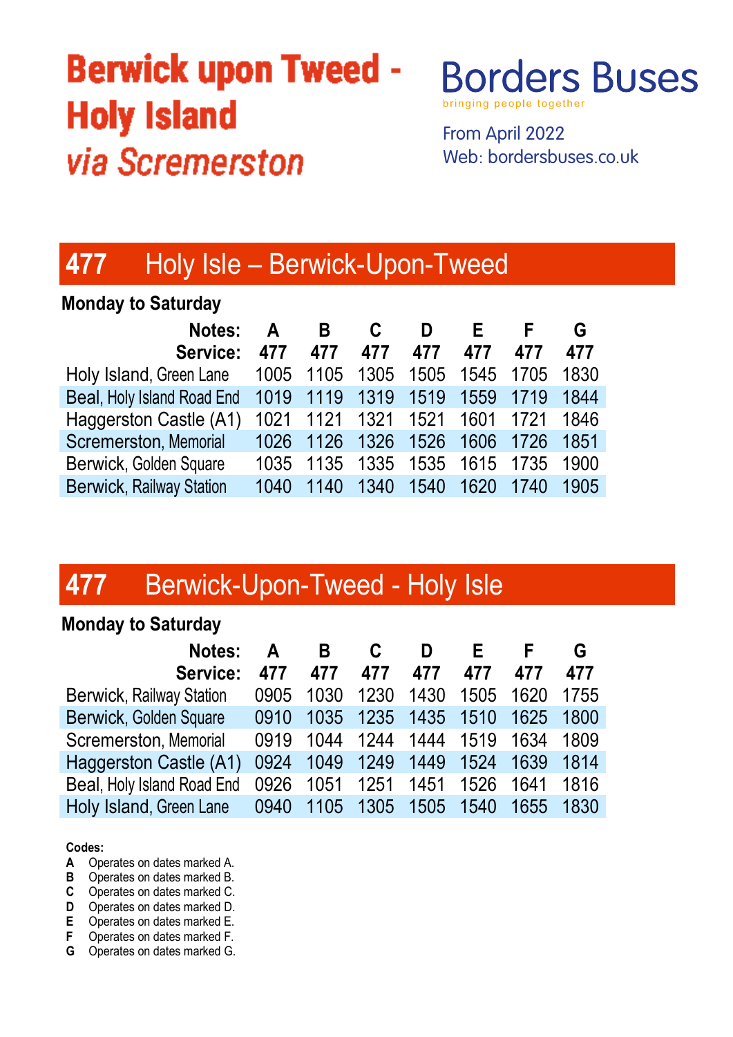# Berwick upon Tweed - Holy Island

## *via Scremerston*

Borders Buses
bringing people together

From April 2022
Web: bordersbuses.co.uk

## 477 Holy Isle – Berwick-Upon-Tweed

**Monday to Saturday**

| Notes: | A | B | C | D | E | F | G |
|---|---|---|---|---|---|---|---|
| Service: | 477 | 477 | 477 | 477 | 477 | 477 | 477 |
| Holy Island, Green Lane | 1005 | 1105 | 1305 | 1505 | 1545 | 1705 | 1830 |
| Beal, Holy Island Road End | 1019 | 1119 | 1319 | 1519 | 1559 | 1719 | 1844 |
| Haggerston Castle (A1) | 1021 | 1121 | 1321 | 1521 | 1601 | 1721 | 1846 |
| Scremerston, Memorial | 1026 | 1126 | 1326 | 1526 | 1606 | 1726 | 1851 |
| Berwick, Golden Square | 1035 | 1135 | 1335 | 1535 | 1615 | 1735 | 1900 |
| Berwick, Railway Station | 1040 | 1140 | 1340 | 1540 | 1620 | 1740 | 1905 |

## 477 Berwick-Upon-Tweed - Holy Isle

**Monday to Saturday**

| Notes: | A | B | C | D | E | F | G |
|---|---|---|---|---|---|---|---|
| Service: | 477 | 477 | 477 | 477 | 477 | 477 | 477 |
| Berwick, Railway Station | 0905 | 1030 | 1230 | 1430 | 1505 | 1620 | 1755 |
| Berwick, Golden Square | 0910 | 1035 | 1235 | 1435 | 1510 | 1625 | 1800 |
| Scremerston, Memorial | 0919 | 1044 | 1244 | 1444 | 1519 | 1634 | 1809 |
| Haggerston Castle (A1) | 0924 | 1049 | 1249 | 1449 | 1524 | 1639 | 1814 |
| Beal, Holy Island Road End | 0926 | 1051 | 1251 | 1451 | 1526 | 1641 | 1816 |
| Holy Island, Green Lane | 0940 | 1105 | 1305 | 1505 | 1540 | 1655 | 1830 |

**Codes:**

**A** Operates on dates marked A.
**B** Operates on dates marked B.
**C** Operates on dates marked C.
**D** Operates on dates marked D.
**E** Operates on dates marked E.
**F** Operates on dates marked F.
**G** Operates on dates marked G.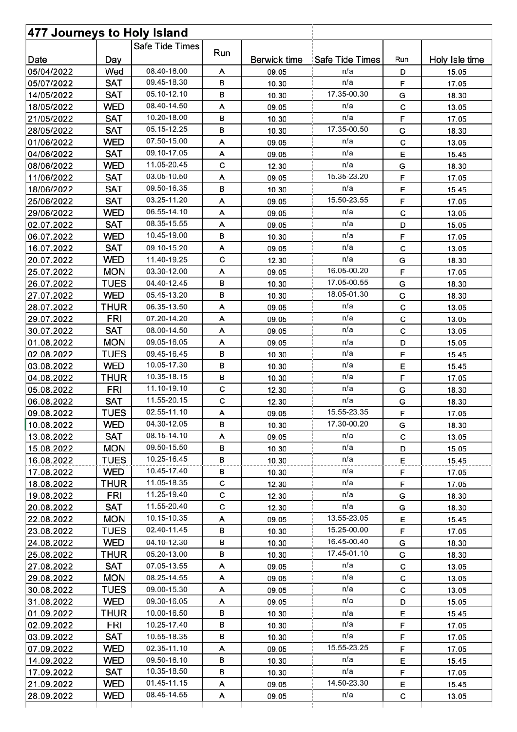## 477 Journeys to Holy Island

| Date | Day | Safe Tide Times | Run | Berwick time | Safe Tide Times | Run | Holy Isle time |
|---|---|---|---|---|---|---|---|
| 05/04/2022 | Wed | 08.40-16.00 | A | 09.05 | n/a | D | 15.05 |
| 05/07/2022 | SAT | 09.45-18.30 | B | 10.30 | n/a | F | 17.05 |
| 14/05/2022 | SAT | 05.10-12.10 | B | 10.30 | 17.35-00.30 | G | 18.30 |
| 18/05/2022 | WED | 08.40-14.50 | A | 09.05 | n/a | C | 13.05 |
| 21/05/2022 | SAT | 10.20-18.00 | B | 10.30 | n/a | F | 17.05 |
| 28/05/2022 | SAT | 05.15-12.25 | B | 10.30 | 17.35-00.50 | G | 18.30 |
| 01/06/2022 | WED | 07.50-15.00 | A | 09.05 | n/a | C | 13.05 |
| 04/06/2022 | SAT | 09.10-17.05 | A | 09.05 | n/a | E | 15.45 |
| 08/06/2022 | WED | 11.05-20.45 | C | 12.30 | n/a | G | 18.30 |
| 11/06/2022 | SAT | 03.05-10.50 | A | 09.05 | 15.35-23.20 | F | 17.05 |
| 18/06/2022 | SAT | 09.50-16.35 | B | 10.30 | n/a | E | 15.45 |
| 25/06/2022 | SAT | 03.25-11.20 | A | 09.05 | 15.50-23.55 | F | 17.05 |
| 29/06/2022 | WED | 06.55-14.10 | A | 09.05 | n/a | C | 13.05 |
| 02.07.2022 | SAT | 08.35-15.55 | A | 09.05 | n/a | D | 15.05 |
| 06.07.2022 | WED | 10.45-19.00 | B | 10.30 | n/a | F | 17.05 |
| 16.07.2022 | SAT | 09.10-15.20 | A | 09.05 | n/a | C | 13.05 |
| 20.07.2022 | WED | 11.40-19.25 | C | 12.30 | n/a | G | 18.30 |
| 25.07.2022 | MON | 03.30-12.00 | A | 09.05 | 16.05-00.20 | F | 17.05 |
| 26.07.2022 | TUES | 04.40-12.45 | B | 10.30 | 17.05-00.55 | G | 18.30 |
| 27.07.2022 | WED | 05.45-13.20 | B | 10.30 | 18.05-01.30 | G | 18.30 |
| 28.07.2022 | THUR | 06.35-13.50 | A | 09.05 | n/a | C | 13.05 |
| 29.07.2022 | FRI | 07.20-14.20 | A | 09.05 | n/a | C | 13.05 |
| 30.07.2022 | SAT | 08.00-14.50 | A | 09.05 | n/a | C | 13.05 |
| 01.08.2022 | MON | 09.05-16.05 | A | 09.05 | n/a | D | 15.05 |
| 02.08.2022 | TUES | 09.45-16.45 | B | 10.30 | n/a | E | 15.45 |
| 03.08.2022 | WED | 10.05-17.30 | B | 10.30 | n/a | E | 15.45 |
| 04.08.2022 | THUR | 10.35-18.15 | B | 10.30 | n/a | F | 17.05 |
| 05.08.2022 | FRI | 11.10-19.10 | C | 12.30 | n/a | G | 18.30 |
| 06.08.2022 | SAT | 11.55-20.15 | C | 12.30 | n/a | G | 18.30 |
| 09.08.2022 | TUES | 02.55-11.10 | A | 09.05 | 15.55-23.35 | F | 17.05 |
| 10.08.2022 | WED | 04.30-12.05 | B | 10.30 | 17.30-00.20 | G | 18.30 |
| 13.08.2022 | SAT | 08.15-14.10 | A | 09.05 | n/a | C | 13.05 |
| 15.08.2022 | MON | 09.50-15.50 | B | 10.30 | n/a | D | 15.05 |
| 16.08.2022 | TUES | 10.25-16.45 | B | 10.30 | n/a | E | 15.45 |
| 17.08.2022 | WED | 10.45-17.40 | B | 10.30 | n/a | F | 17.05 |
| 18.08.2022 | THUR | 11.05-18.35 | C | 12.30 | n/a | F | 17.05 |
| 19.08.2022 | FRI | 11.25-19.40 | C | 12.30 | n/a | G | 18.30 |
| 20.08.2022 | SAT | 11.55-20.40 | C | 12.30 | n/a | G | 18.30 |
| 22.08.2022 | MON | 10.15-10.35 | A | 09.05 | 13.55-23.05 | E | 15.45 |
| 23.08.2022 | TUES | 02.40-11.45 | B | 10.30 | 15.25-00.00 | F | 17.05 |
| 24.08.2022 | WED | 04.10-12.30 | B | 10.30 | 16.45-00.40 | G | 18.30 |
| 25.08.2022 | THUR | 05.20-13.00 | B | 10.30 | 17.45-01.10 | G | 18.30 |
| 27.08.2022 | SAT | 07.05-13.55 | A | 09.05 | n/a | C | 13.05 |
| 29.08.2022 | MON | 08.25-14.55 | A | 09.05 | n/a | C | 13.05 |
| 30.08.2022 | TUES | 09.00-15.30 | A | 09.05 | n/a | C | 13.05 |
| 31.08.2022 | WED | 09.30-16.05 | A | 09.05 | n/a | D | 15.05 |
| 01.09.2022 | THUR | 10.00-16.50 | B | 10.30 | n/a | E | 15.45 |
| 02.09.2022 | FRI | 10.25-17.40 | B | 10.30 | n/a | F | 17.05 |
| 03.09.2022 | SAT | 10.55-18.35 | B | 10.30 | n/a | F | 17.05 |
| 07.09.2022 | WED | 02.35-11.10 | A | 09.05 | 15.55-23.25 | F | 17.05 |
| 14.09.2022 | WED | 09.50-16.10 | B | 10.30 | n/a | E | 15.45 |
| 17.09.2022 | SAT | 10.35-18.50 | B | 10.30 | n/a | F | 17.05 |
| 21.09.2022 | WED | 01.45-11.15 | A | 09.05 | 14.50-23.30 | E | 15.45 |
| 28.09.2022 | WED | 08.45-14.55 | A | 09.05 | n/a | C | 13.05 |